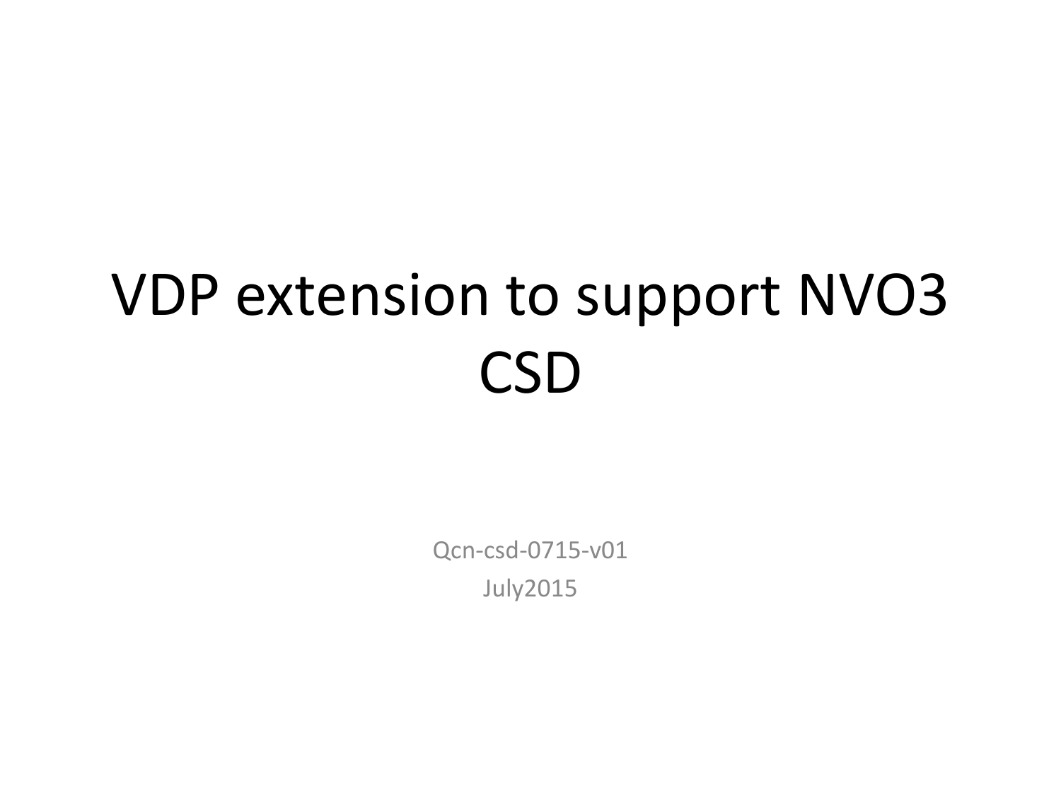# VDP extension to support NVO3 CSD

Qcn-csd-0715-v01

July2015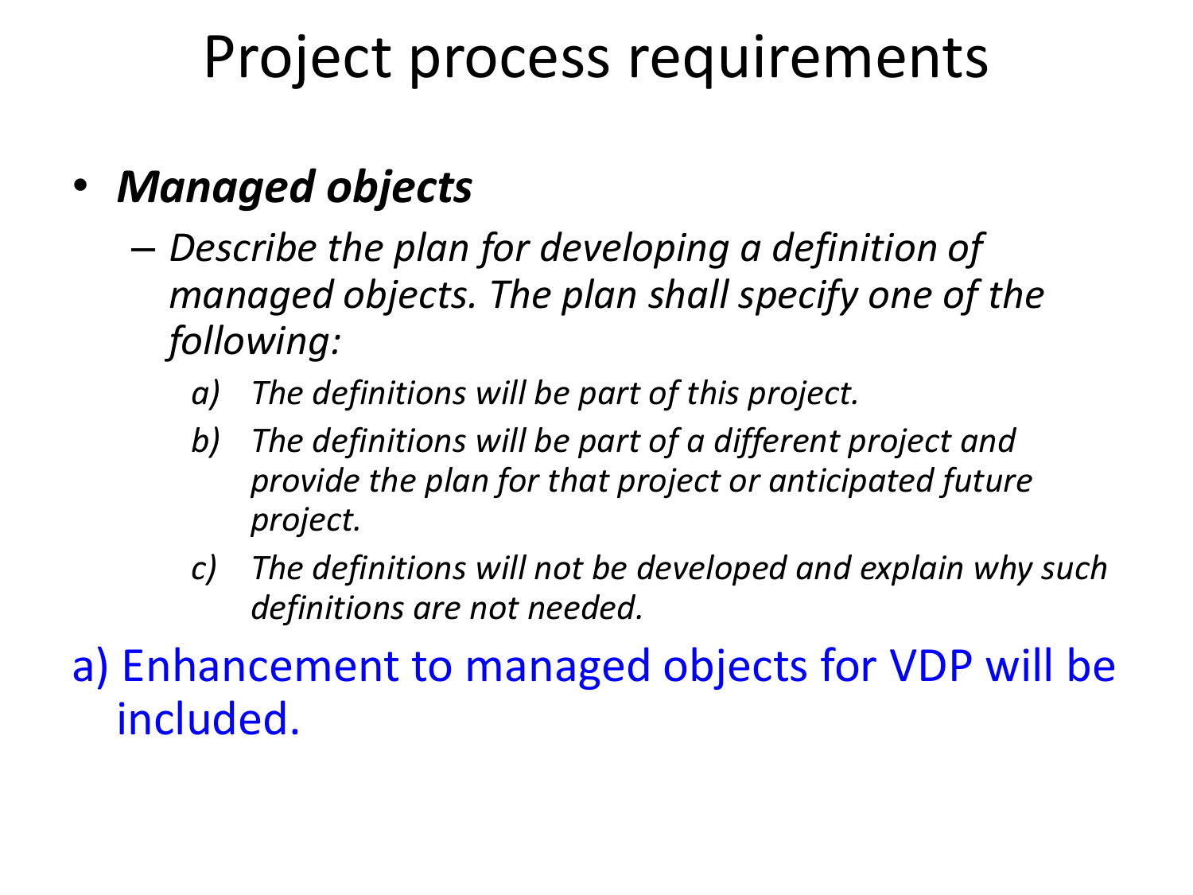# Project process requirements

- ***Managed objects***
  - *Describe the plan for developing a definition of managed objects. The plan shall specify one of the following:*
    - a) *The definitions will be part of this project.*
    - b) *The definitions will be part of a different project and provide the plan for that project or anticipated future project.*
    - c) *The definitions will not be developed and explain why such definitions are not needed.*

a) Enhancement to managed objects for VDP will be included.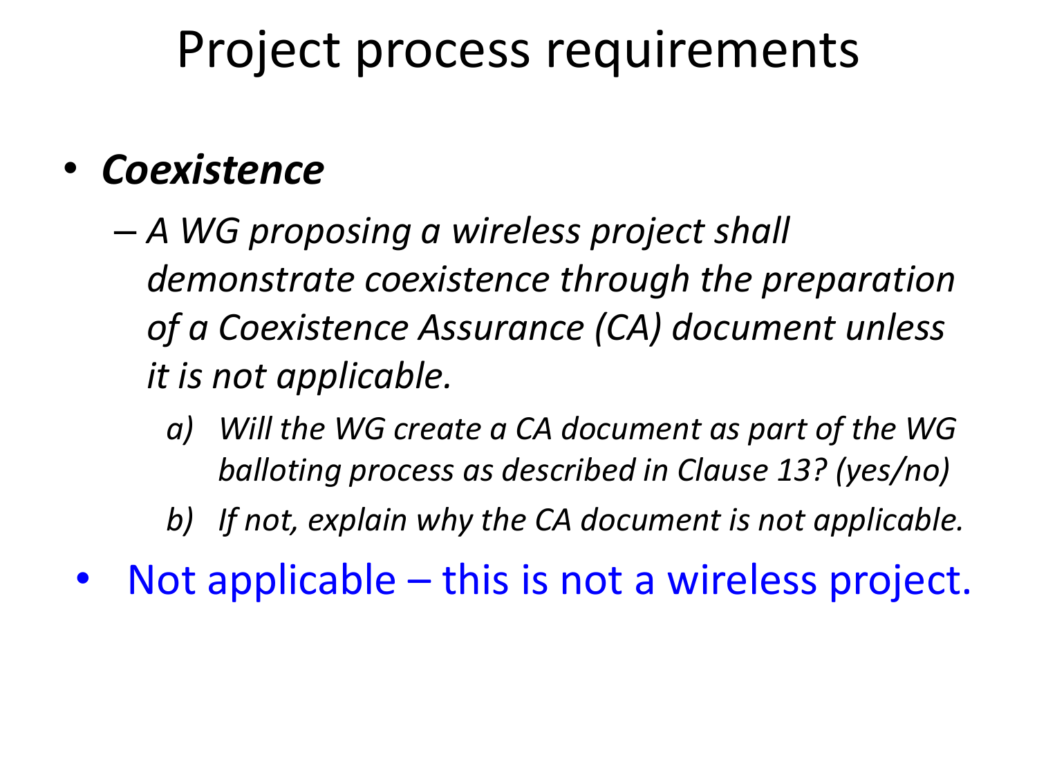# Project process requirements

- ***Coexistence***
  - *A WG proposing a wireless project shall demonstrate coexistence through the preparation of a Coexistence Assurance (CA) document unless it is not applicable.*
    - a) *Will the WG create a CA document as part of the WG balloting process as described in Clause 13? (yes/no)*
    - b) *If not, explain why the CA document is not applicable.*
- Not applicable – this is not a wireless project.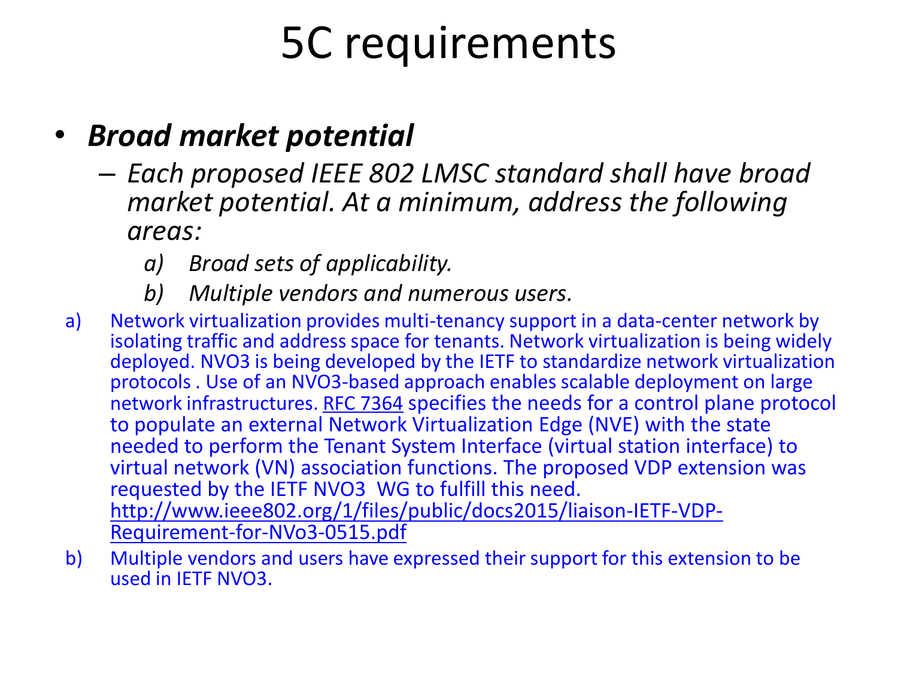# 5C requirements

- ***Broad market potential***
  - *Each proposed IEEE 802 LMSC standard shall have broad market potential. At a minimum, address the following areas:*
    - a) *Broad sets of applicability.*
    - b) *Multiple vendors and numerous users.*

a) Network virtualization provides multi-tenancy support in a data-center network by isolating traffic and address space for tenants. Network virtualization is being widely deployed. NVO3 is being developed by the IETF to standardize network virtualization protocols . Use of an NVO3-based approach enables scalable deployment on large network infrastructures. RFC 7364 specifies the needs for a control plane protocol to populate an external Network Virtualization Edge (NVE) with the state needed to perform the Tenant System Interface (virtual station interface) to virtual network (VN) association functions. The proposed VDP extension was requested by the IETF NVO3 WG to fulfill this need. http://www.ieee802.org/1/files/public/docs2015/liaison-IETF-VDP-Requirement-for-NVo3-0515.pdf

b) Multiple vendors and users have expressed their support for this extension to be used in IETF NVO3.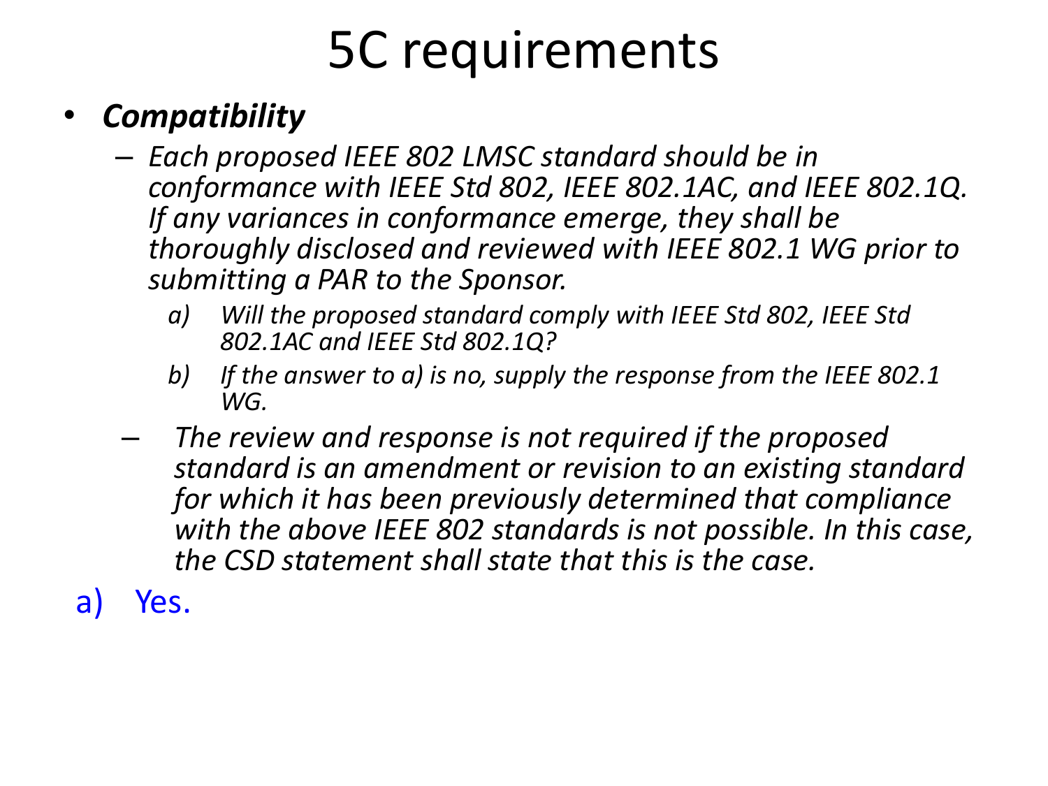# 5C requirements

- ***Compatibility***
  - *Each proposed IEEE 802 LMSC standard should be in conformance with IEEE Std 802, IEEE 802.1AC, and IEEE 802.1Q. If any variances in conformance emerge, they shall be thoroughly disclosed and reviewed with IEEE 802.1 WG prior to submitting a PAR to the Sponsor.*
    - *a) Will the proposed standard comply with IEEE Std 802, IEEE Std 802.1AC and IEEE Std 802.1Q?*
    - *b) If the answer to a) is no, supply the response from the IEEE 802.1 WG.*
  - *The review and response is not required if the proposed standard is an amendment or revision to an existing standard for which it has been previously determined that compliance with the above IEEE 802 standards is not possible. In this case, the CSD statement shall state that this is the case.*

a) Yes.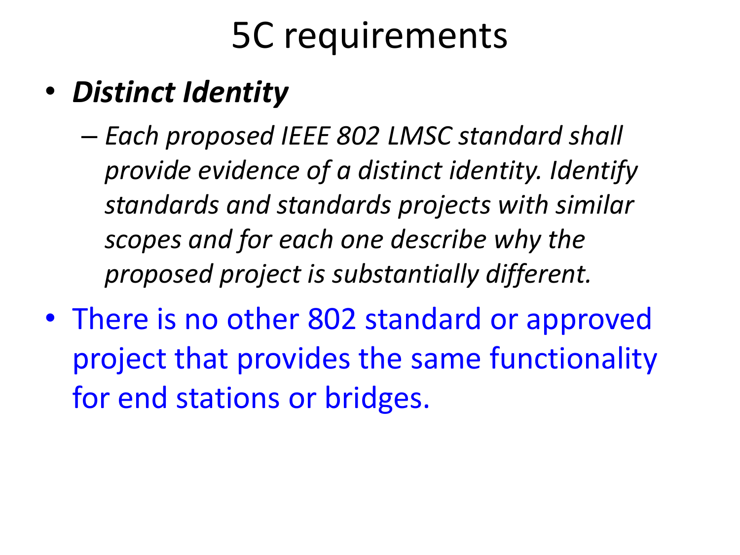# 5C requirements

- ***Distinct Identity***
  - *Each proposed IEEE 802 LMSC standard shall provide evidence of a distinct identity. Identify standards and standards projects with similar scopes and for each one describe why the proposed project is substantially different.*
- There is no other 802 standard or approved project that provides the same functionality for end stations or bridges.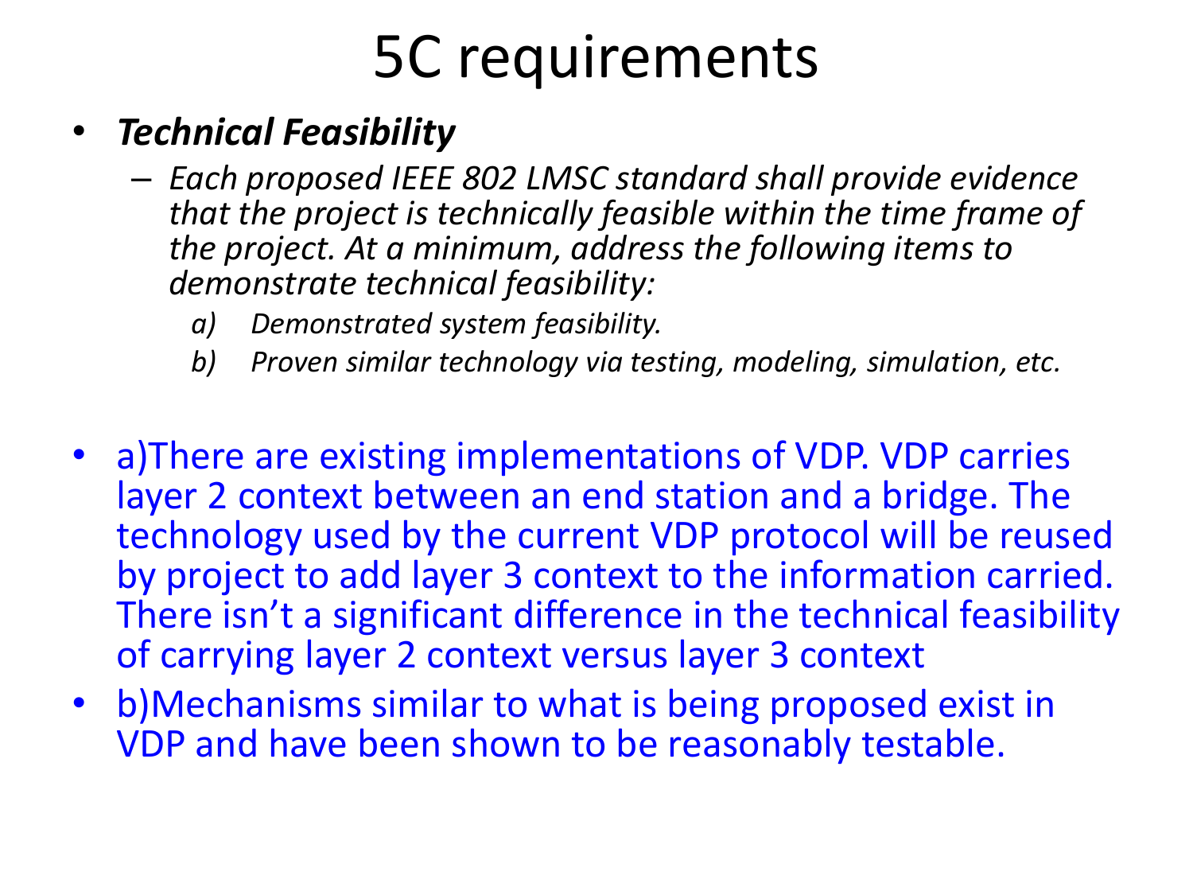# 5C requirements

- ***Technical Feasibility***
  - *Each proposed IEEE 802 LMSC standard shall provide evidence that the project is technically feasible within the time frame of the project. At a minimum, address the following items to demonstrate technical feasibility:*
    - a) *Demonstrated system feasibility.*
    - b) *Proven similar technology via testing, modeling, simulation, etc.*

- a)There are existing implementations of VDP. VDP carries layer 2 context between an end station and a bridge. The technology used by the current VDP protocol will be reused by project to add layer 3 context to the information carried. There isn't a significant difference in the technical feasibility of carrying layer 2 context versus layer 3 context
- b)Mechanisms similar to what is being proposed exist in VDP and have been shown to be reasonably testable.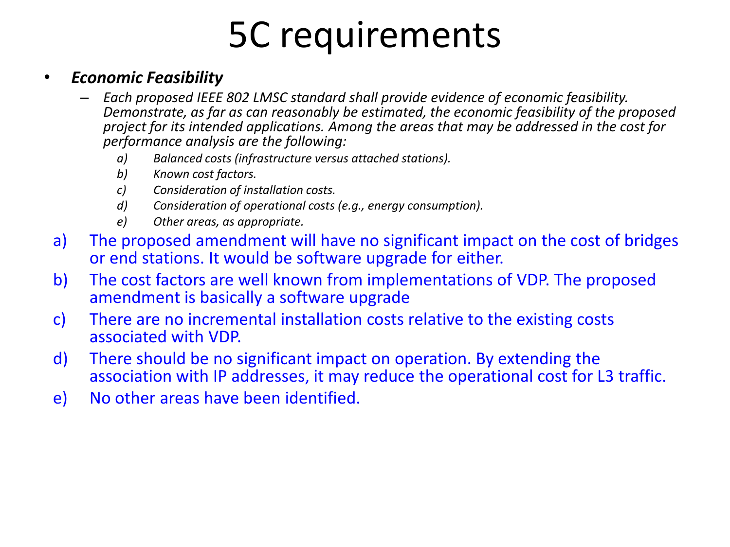# 5C requirements

- ***Economic Feasibility***
  - *Each proposed IEEE 802 LMSC standard shall provide evidence of economic feasibility. Demonstrate, as far as can reasonably be estimated, the economic feasibility of the proposed project for its intended applications. Among the areas that may be addressed in the cost for performance analysis are the following:*
    - *a) Balanced costs (infrastructure versus attached stations).*
    - *b) Known cost factors.*
    - *c) Consideration of installation costs.*
    - *d) Consideration of operational costs (e.g., energy consumption).*
    - *e) Other areas, as appropriate.*

a) The proposed amendment will have no significant impact on the cost of bridges or end stations. It would be software upgrade for either.

b) The cost factors are well known from implementations of VDP. The proposed amendment is basically a software upgrade

c) There are no incremental installation costs relative to the existing costs associated with VDP.

d) There should be no significant impact on operation. By extending the association with IP addresses, it may reduce the operational cost for L3 traffic.

e) No other areas have been identified.